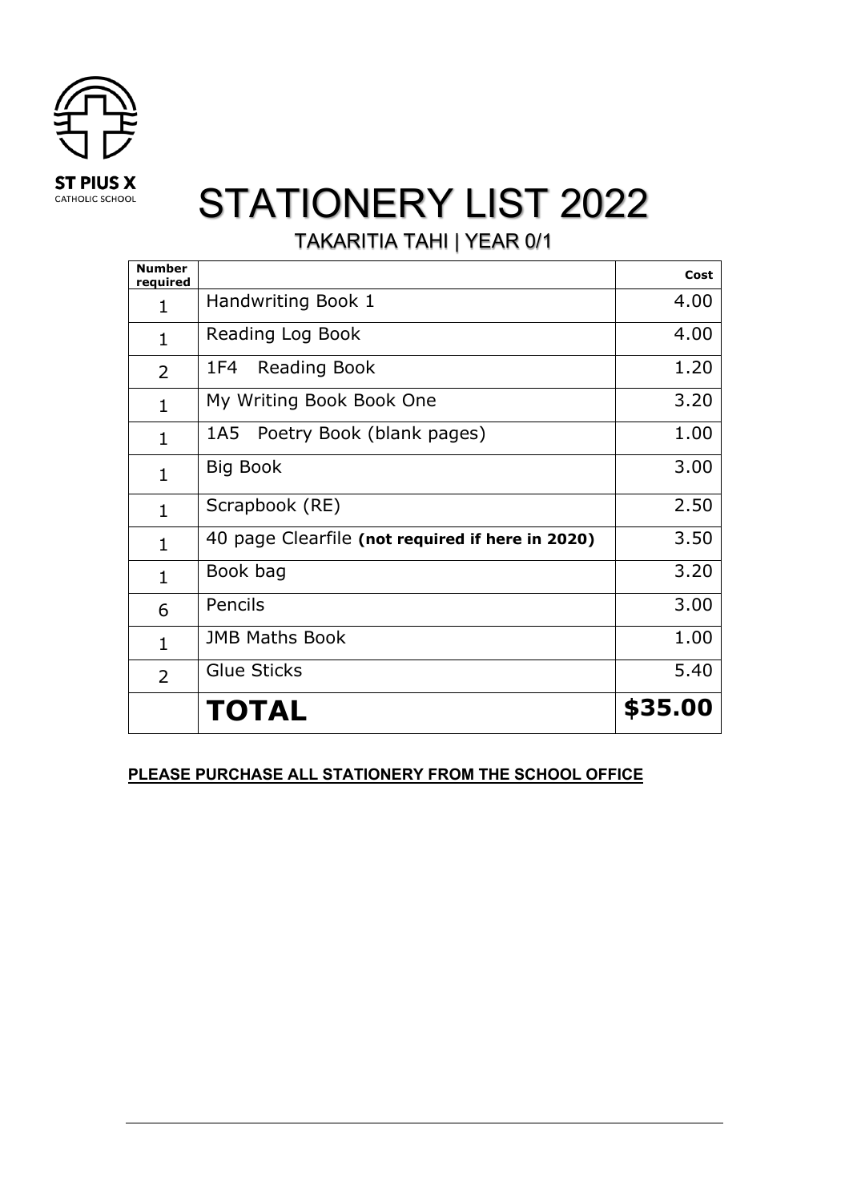**ST PIUS X**
CATHOLIC SCHOOL

# STATIONERY LIST 2022

## TAKARITIA TAHI | YEAR 0/1

| **Number required** | | **Cost** |
|---|---|---|
| 1 | Handwriting Book 1 | 4.00 |
| 1 | Reading Log Book | 4.00 |
| 2 | 1F4 Reading Book | 1.20 |
| 1 | My Writing Book Book One | 3.20 |
| 1 | 1A5 Poetry Book (blank pages) | 1.00 |
| 1 | Big Book | 3.00 |
| 1 | Scrapbook (RE) | 2.50 |
| 1 | 40 page Clearfile **(not required if here in 2020)** | 3.50 |
| 1 | Book bag | 3.20 |
| 6 | Pencils | 3.00 |
| 1 | JMB Maths Book | 1.00 |
| 2 | Glue Sticks | 5.40 |
| | **TOTAL** | **$35.00** |

**PLEASE PURCHASE ALL STATIONERY FROM THE SCHOOL OFFICE**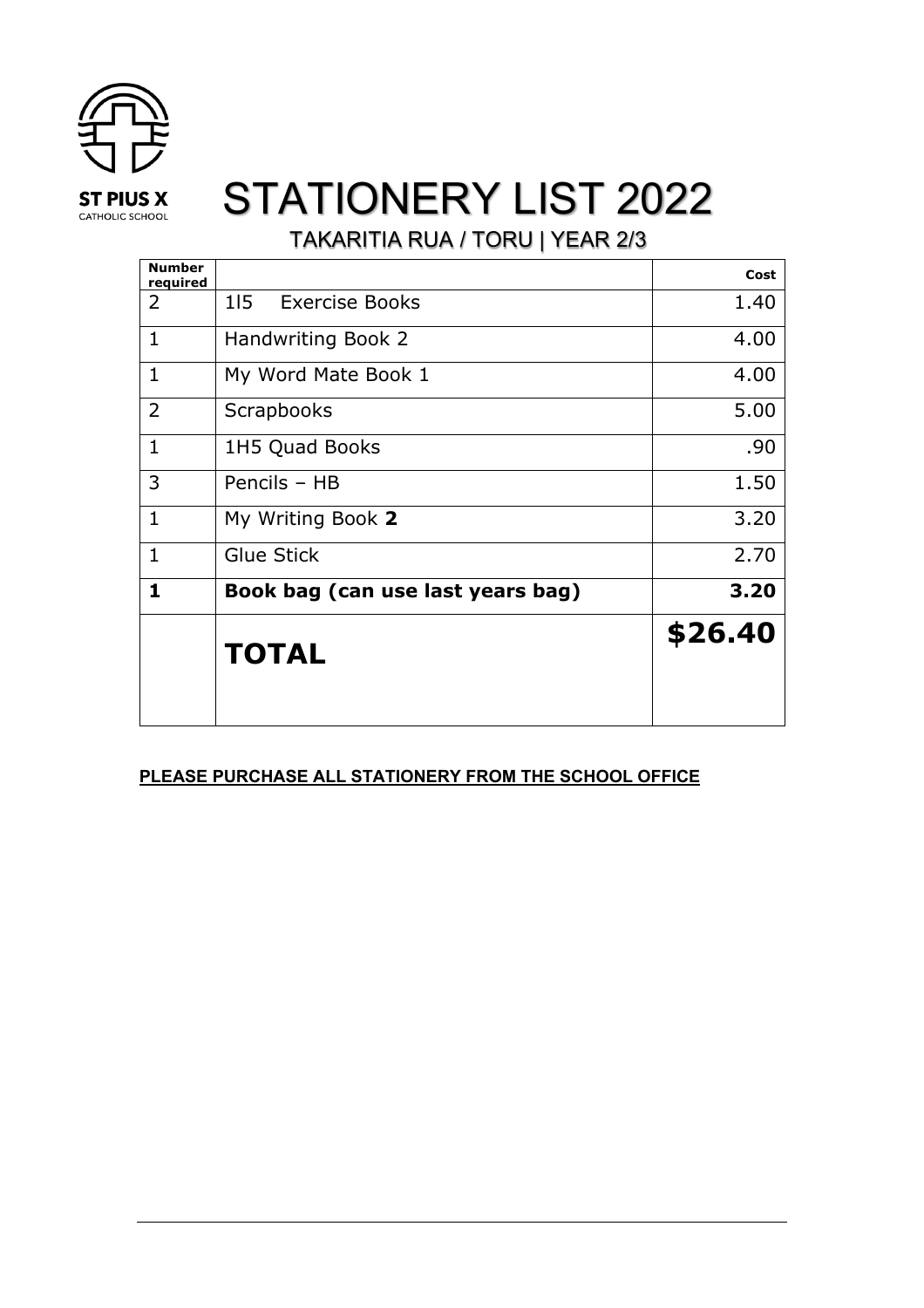ST PIUS X
CATHOLIC SCHOOL

# STATIONERY LIST 2022

## TAKARITIA RUA / TORU | YEAR 2/3

| Number required | | Cost |
|---|---|---|
| 2 | 1I5 Exercise Books | 1.40 |
| 1 | Handwriting Book 2 | 4.00 |
| 1 | My Word Mate Book 1 | 4.00 |
| 2 | Scrapbooks | 5.00 |
| 1 | 1H5 Quad Books | .90 |
| 3 | Pencils – HB | 1.50 |
| 1 | My Writing Book **2** | 3.20 |
| 1 | Glue Stick | 2.70 |
| **1** | **Book bag (can use last years bag)** | **3.20** |
| | **TOTAL** | **$26.40** |

**PLEASE PURCHASE ALL STATIONERY FROM THE SCHOOL OFFICE**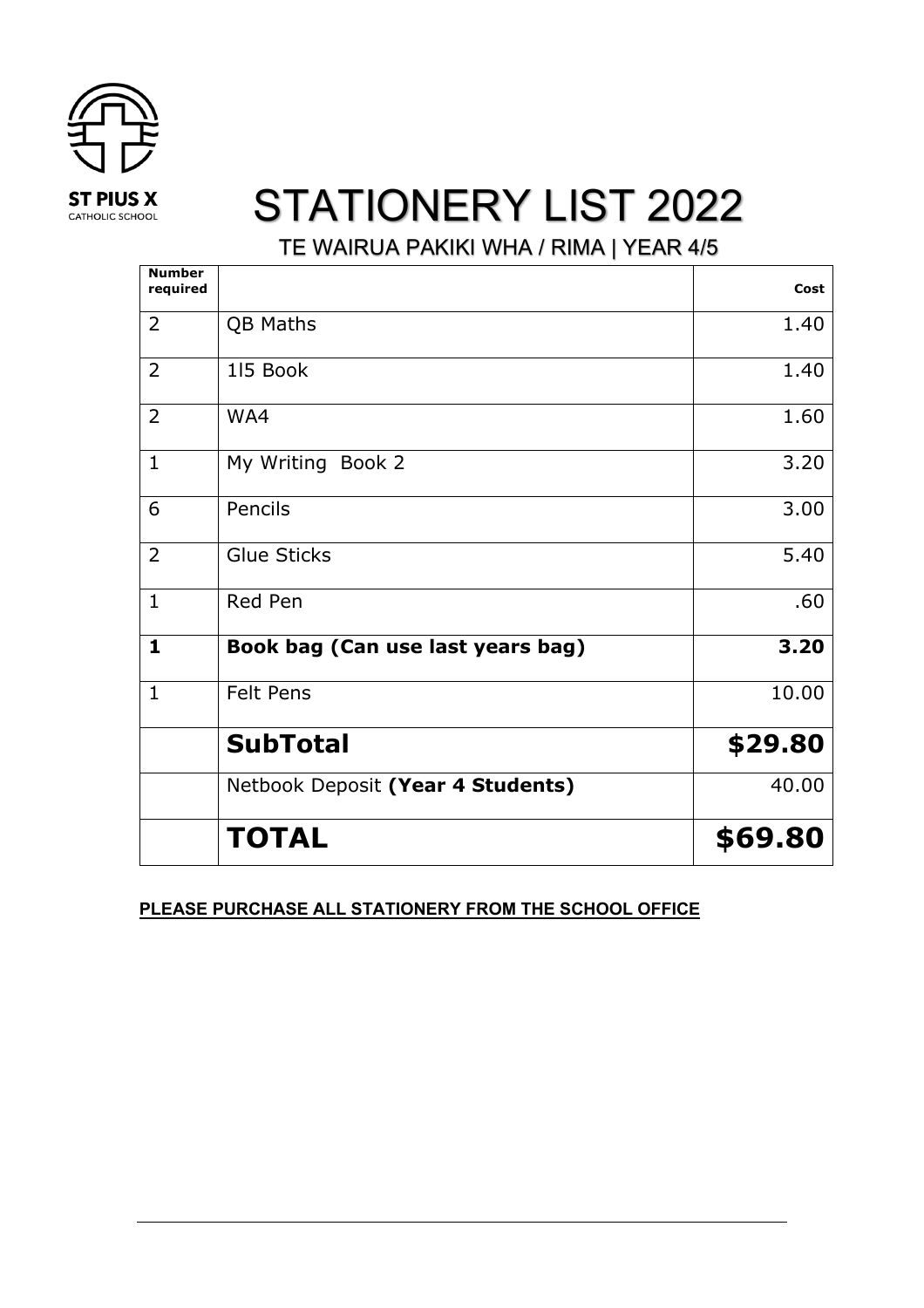ST PIUS X
CATHOLIC SCHOOL

# STATIONERY LIST 2022

## TE WAIRUA PAKIKI WHA / RIMA | YEAR 4/5

| Number required | | Cost |
|---|---|---|
| 2 | QB Maths | 1.40 |
| 2 | 1I5 Book | 1.40 |
| 2 | WA4 | 1.60 |
| 1 | My Writing Book 2 | 3.20 |
| 6 | Pencils | 3.00 |
| 2 | Glue Sticks | 5.40 |
| 1 | Red Pen | .60 |
| **1** | **Book bag (Can use last years bag)** | **3.20** |
| 1 | Felt Pens | 10.00 |
| | **SubTotal** | **$29.80** |
| | Netbook Deposit **(Year 4 Students)** | 40.00 |
| | **TOTAL** | **$69.80** |

**PLEASE PURCHASE ALL STATIONERY FROM THE SCHOOL OFFICE**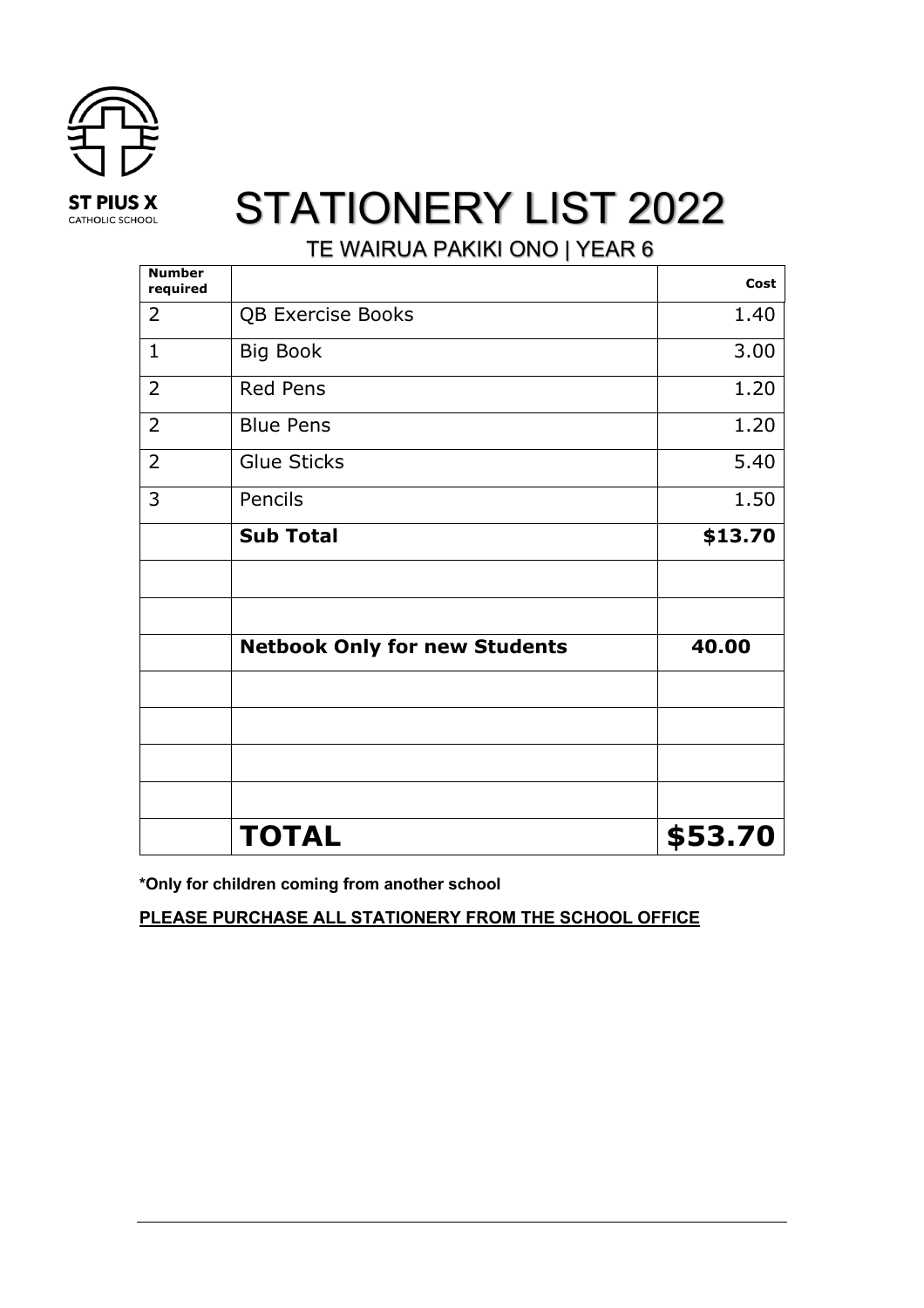ST PIUS X
CATHOLIC SCHOOL

# STATIONERY LIST 2022

## TE WAIRUA PAKIKI ONO | YEAR 6

| Number required | | Cost |
|---|---|---|
| 2 | QB Exercise Books | 1.40 |
| 1 | Big Book | 3.00 |
| 2 | Red Pens | 1.20 |
| 2 | Blue Pens | 1.20 |
| 2 | Glue Sticks | 5.40 |
| 3 | Pencils | 1.50 |
| | **Sub Total** | **$13.70** |
| | | |
| | | |
| | **Netbook Only for new Students** | **40.00** |
| | | |
| | | |
| | | |
| | | |
| | **TOTAL** | **$53.70** |

**\*Only for children coming from another school**

**PLEASE PURCHASE ALL STATIONERY FROM THE SCHOOL OFFICE**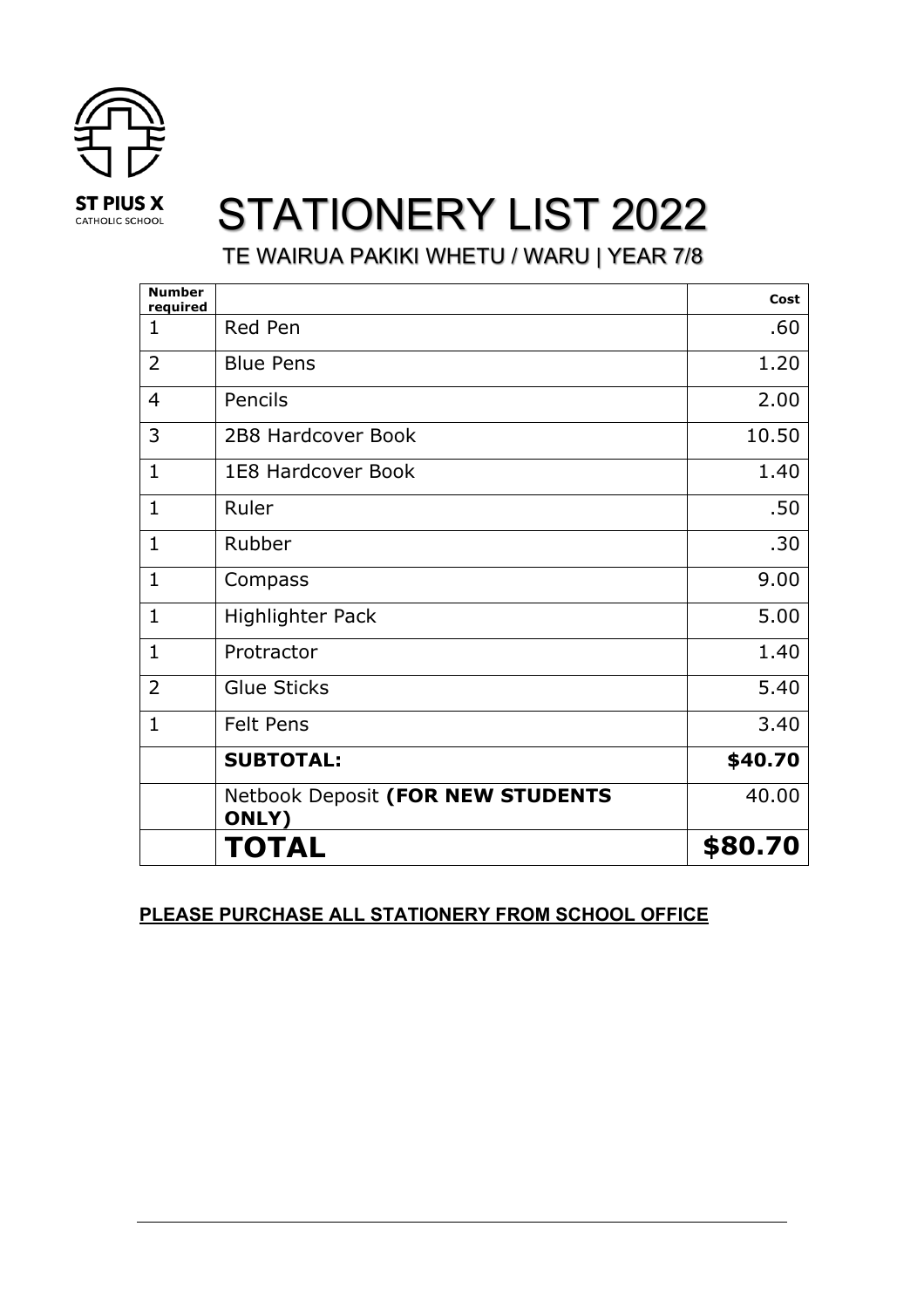ST PIUS X
CATHOLIC SCHOOL

# STATIONERY LIST 2022

## TE WAIRUA PAKIKI WHETU / WARU | YEAR 7/8

| Number required | | Cost |
|---|---|---|
| 1 | Red Pen | .60 |
| 2 | Blue Pens | 1.20 |
| 4 | Pencils | 2.00 |
| 3 | 2B8 Hardcover Book | 10.50 |
| 1 | 1E8 Hardcover Book | 1.40 |
| 1 | Ruler | .50 |
| 1 | Rubber | .30 |
| 1 | Compass | 9.00 |
| 1 | Highlighter Pack | 5.00 |
| 1 | Protractor | 1.40 |
| 2 | Glue Sticks | 5.40 |
| 1 | Felt Pens | 3.40 |
| | **SUBTOTAL:** | **$40.70** |
| | Netbook Deposit **(FOR NEW STUDENTS ONLY)** | 40.00 |
| | **TOTAL** | **$80.70** |

**PLEASE PURCHASE ALL STATIONERY FROM SCHOOL OFFICE**